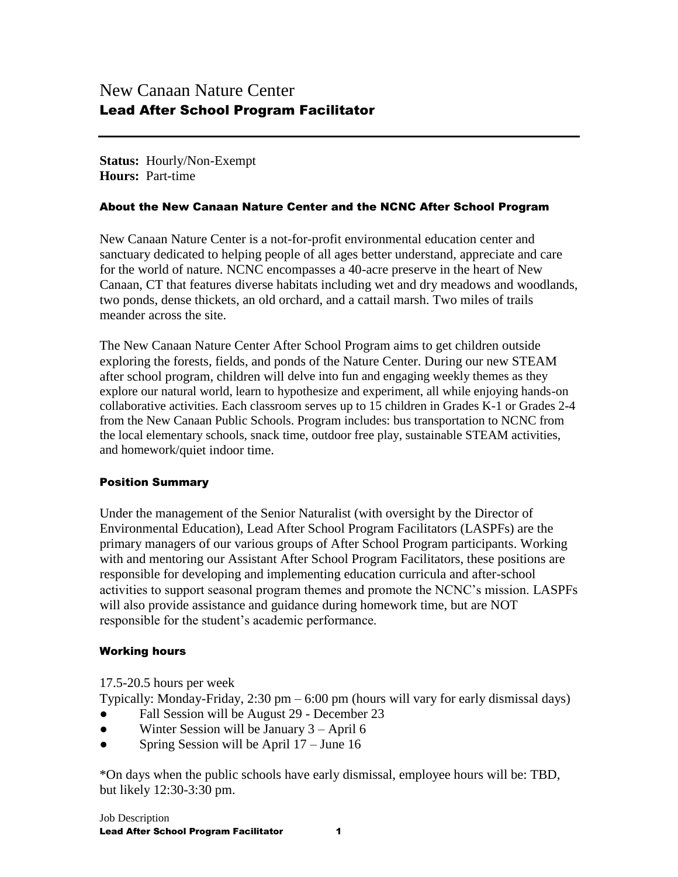# New Canaan Nature Center
## Lead After School Program Facilitator

**Status:** Hourly/Non-Exempt
**Hours:** Part-time

### About the New Canaan Nature Center and the NCNC After School Program

New Canaan Nature Center is a not-for-profit environmental education center and sanctuary dedicated to helping people of all ages better understand, appreciate and care for the world of nature. NCNC encompasses a 40-acre preserve in the heart of New Canaan, CT that features diverse habitats including wet and dry meadows and woodlands, two ponds, dense thickets, an old orchard, and a cattail marsh. Two miles of trails meander across the site.

The New Canaan Nature Center After School Program aims to get children outside exploring the forests, fields, and ponds of the Nature Center. During our new STEAM after school program, children will delve into fun and engaging weekly themes as they explore our natural world, learn to hypothesize and experiment, all while enjoying hands-on collaborative activities. Each classroom serves up to 15 children in Grades K-1 or Grades 2-4 from the New Canaan Public Schools. Program includes: bus transportation to NCNC from the local elementary schools, snack time, outdoor free play, sustainable STEAM activities, and homework/quiet indoor time.

### Position Summary

Under the management of the Senior Naturalist (with oversight by the Director of Environmental Education), Lead After School Program Facilitators (LASPFs) are the primary managers of our various groups of After School Program participants. Working with and mentoring our Assistant After School Program Facilitators, these positions are responsible for developing and implementing education curricula and after-school activities to support seasonal program themes and promote the NCNC's mission. LASPFs will also provide assistance and guidance during homework time, but are NOT responsible for the student's academic performance.

### Working hours

17.5-20.5 hours per week
Typically: Monday-Friday, 2:30 pm – 6:00 pm (hours will vary for early dismissal days)

- Fall Session will be August 29 - December 23
- Winter Session will be January 3 – April 6
- Spring Session will be April 17 – June 16

*On days when the public schools have early dismissal, employee hours will be: TBD, but likely 12:30-3:30 pm.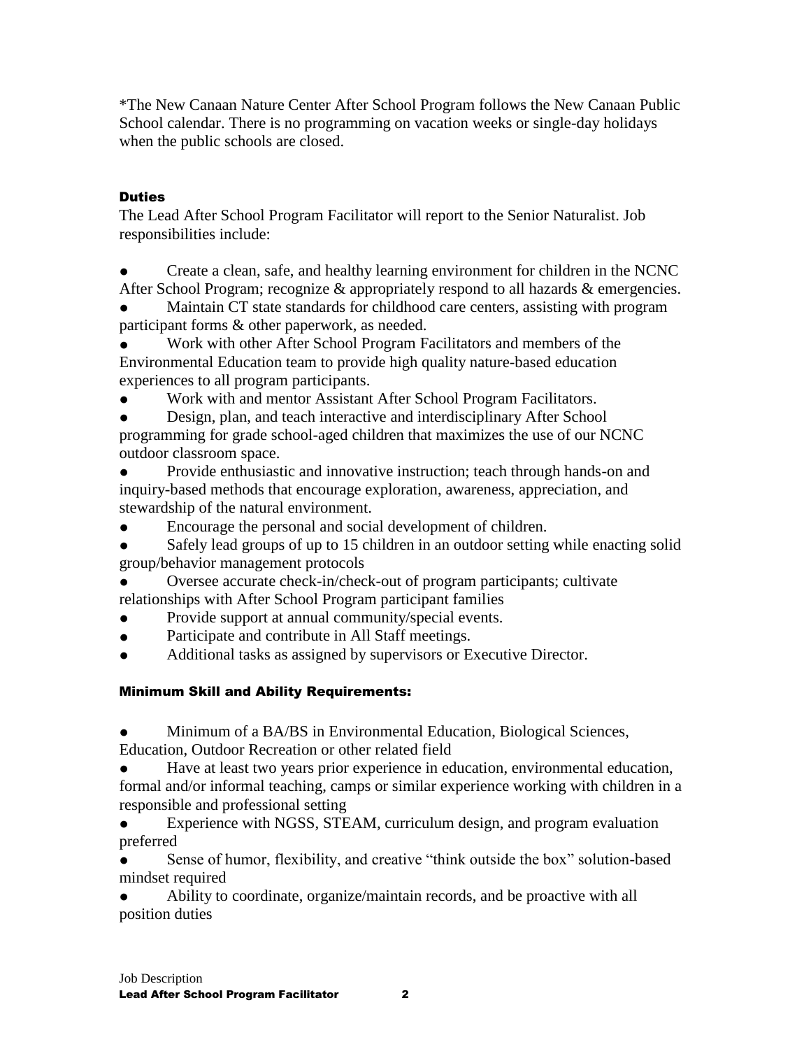*The New Canaan Nature Center After School Program follows the New Canaan Public School calendar. There is no programming on vacation weeks or single-day holidays when the public schools are closed.

### Duties

The Lead After School Program Facilitator will report to the Senior Naturalist. Job responsibilities include:

- Create a clean, safe, and healthy learning environment for children in the NCNC After School Program; recognize & appropriately respond to all hazards & emergencies.
- Maintain CT state standards for childhood care centers, assisting with program participant forms & other paperwork, as needed.
- Work with other After School Program Facilitators and members of the Environmental Education team to provide high quality nature-based education experiences to all program participants.
- Work with and mentor Assistant After School Program Facilitators.
- Design, plan, and teach interactive and interdisciplinary After School programming for grade school-aged children that maximizes the use of our NCNC outdoor classroom space.
- Provide enthusiastic and innovative instruction; teach through hands-on and inquiry-based methods that encourage exploration, awareness, appreciation, and stewardship of the natural environment.
- Encourage the personal and social development of children.
- Safely lead groups of up to 15 children in an outdoor setting while enacting solid group/behavior management protocols
- Oversee accurate check-in/check-out of program participants; cultivate relationships with After School Program participant families
- Provide support at annual community/special events.
- Participate and contribute in All Staff meetings.
- Additional tasks as assigned by supervisors or Executive Director.

### Minimum Skill and Ability Requirements:

- Minimum of a BA/BS in Environmental Education, Biological Sciences, Education, Outdoor Recreation or other related field
- Have at least two years prior experience in education, environmental education, formal and/or informal teaching, camps or similar experience working with children in a responsible and professional setting
- Experience with NGSS, STEAM, curriculum design, and program evaluation preferred
- Sense of humor, flexibility, and creative "think outside the box" solution-based mindset required
- Ability to coordinate, organize/maintain records, and be proactive with all position duties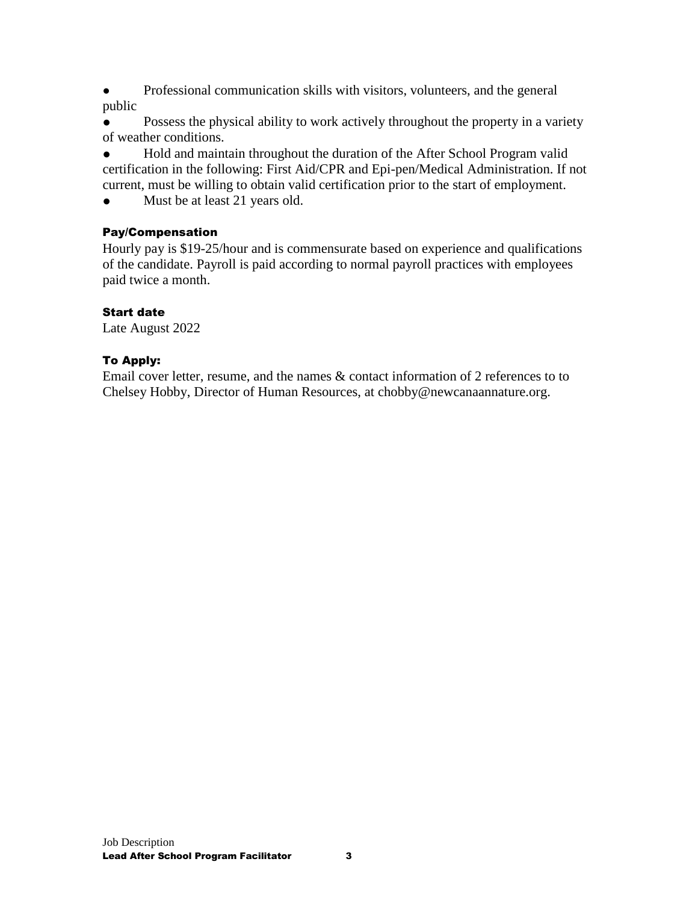- Professional communication skills with visitors, volunteers, and the general public
- Possess the physical ability to work actively throughout the property in a variety of weather conditions.
- Hold and maintain throughout the duration of the After School Program valid certification in the following: First Aid/CPR and Epi-pen/Medical Administration. If not current, must be willing to obtain valid certification prior to the start of employment.
- Must be at least 21 years old.

### Pay/Compensation

Hourly pay is $19-25/hour and is commensurate based on experience and qualifications of the candidate. Payroll is paid according to normal payroll practices with employees paid twice a month.

### Start date

Late August 2022

### To Apply:

Email cover letter, resume, and the names & contact information of 2 references to to Chelsey Hobby, Director of Human Resources, at chobby@newcanaannature.org.